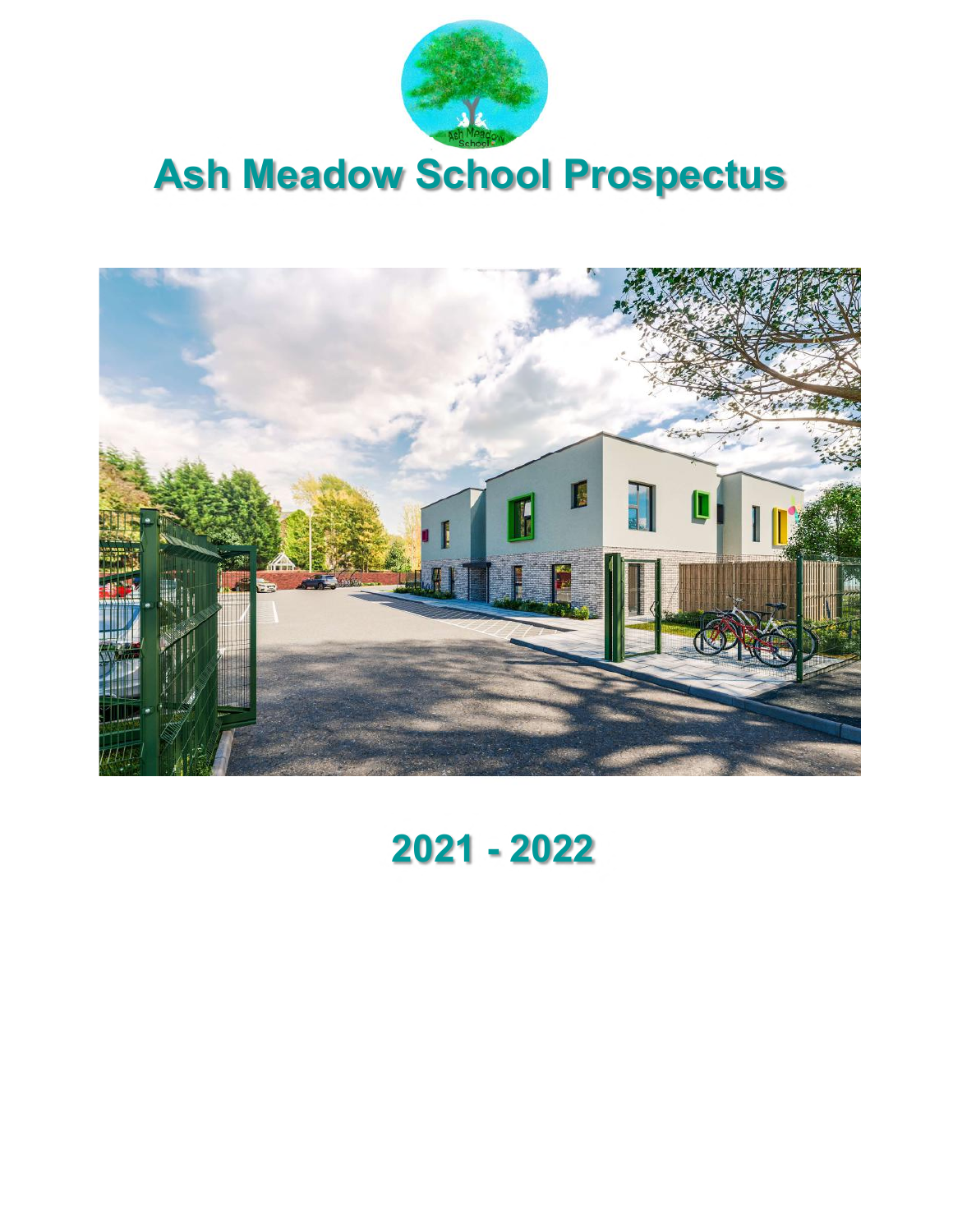# Ash Meadow School Prospectus

## 2021 - 2022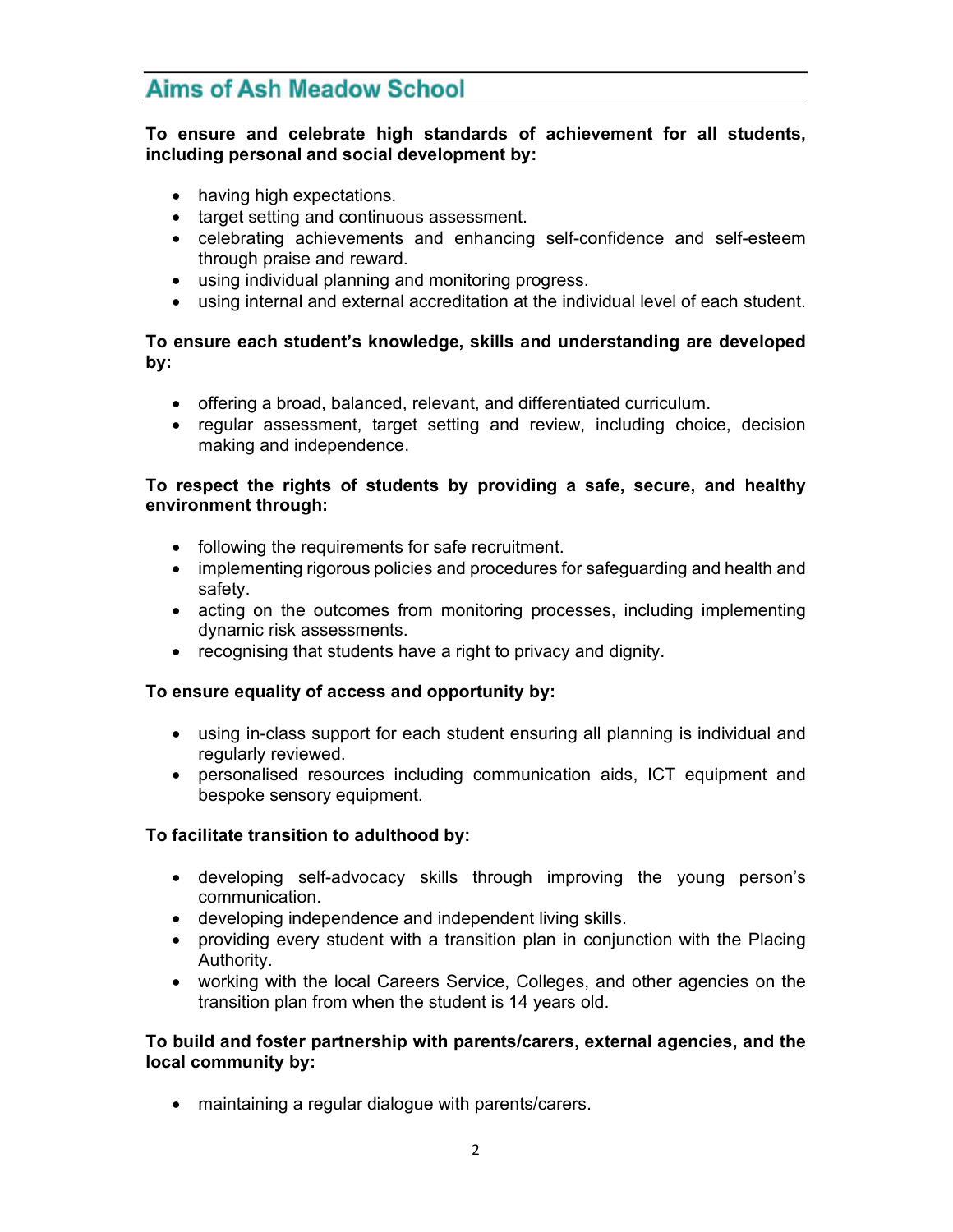## Aims of Ash Meadow School

**To ensure and celebrate high standards of achievement for all students, including personal and social development by:**

- having high expectations.
- target setting and continuous assessment.
- celebrating achievements and enhancing self-confidence and self-esteem through praise and reward.
- using individual planning and monitoring progress.
- using internal and external accreditation at the individual level of each student.

**To ensure each student's knowledge, skills and understanding are developed by:**

- offering a broad, balanced, relevant, and differentiated curriculum.
- regular assessment, target setting and review, including choice, decision making and independence.

**To respect the rights of students by providing a safe, secure, and healthy environment through:**

- following the requirements for safe recruitment.
- implementing rigorous policies and procedures for safeguarding and health and safety.
- acting on the outcomes from monitoring processes, including implementing dynamic risk assessments.
- recognising that students have a right to privacy and dignity.

**To ensure equality of access and opportunity by:**

- using in-class support for each student ensuring all planning is individual and regularly reviewed.
- personalised resources including communication aids, ICT equipment and bespoke sensory equipment.

**To facilitate transition to adulthood by:**

- developing self-advocacy skills through improving the young person's communication.
- developing independence and independent living skills.
- providing every student with a transition plan in conjunction with the Placing Authority.
- working with the local Careers Service, Colleges, and other agencies on the transition plan from when the student is 14 years old.

**To build and foster partnership with parents/carers, external agencies, and the local community by:**

- maintaining a regular dialogue with parents/carers.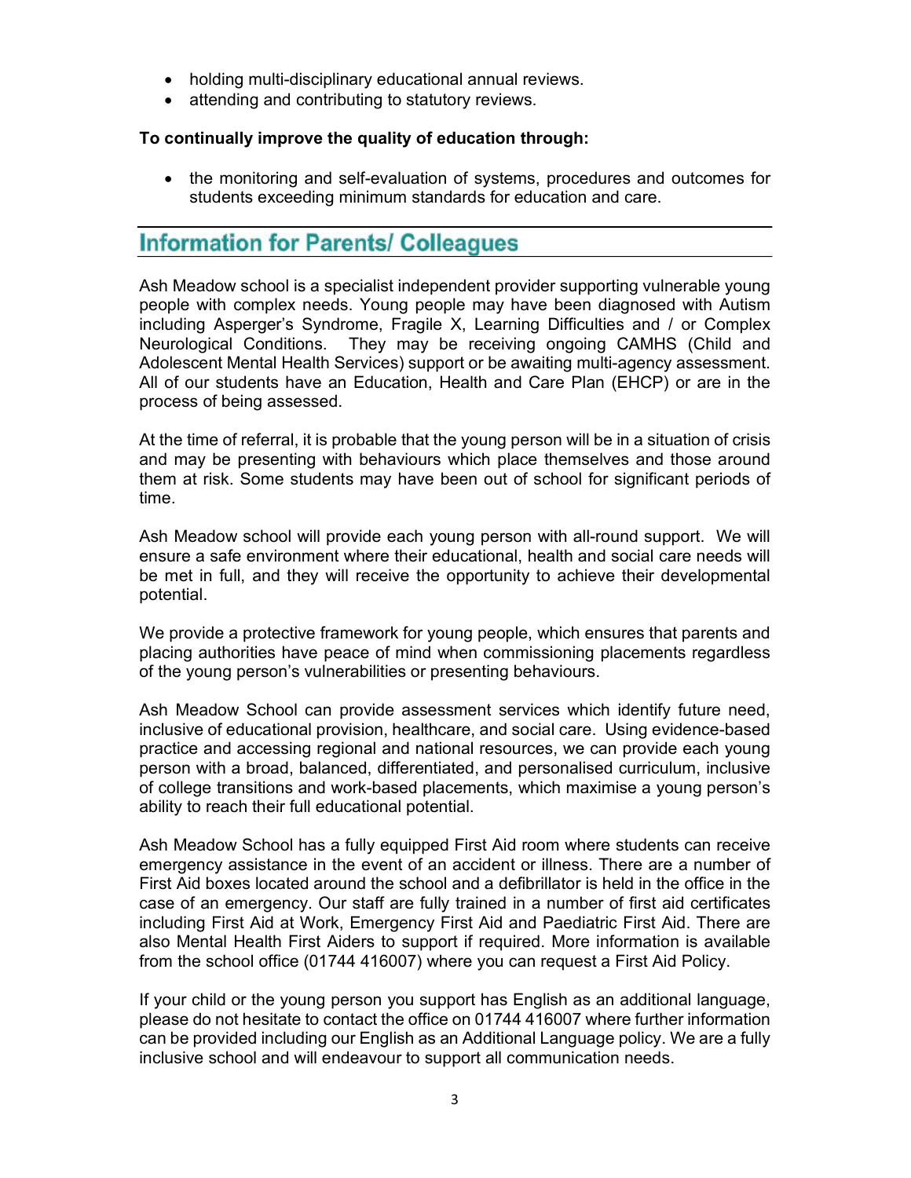- holding multi-disciplinary educational annual reviews.
- attending and contributing to statutory reviews.

**To continually improve the quality of education through:**

- the monitoring and self-evaluation of systems, procedures and outcomes for students exceeding minimum standards for education and care.

## Information for Parents/ Colleagues

Ash Meadow school is a specialist independent provider supporting vulnerable young people with complex needs. Young people may have been diagnosed with Autism including Asperger's Syndrome, Fragile X, Learning Difficulties and / or Complex Neurological Conditions. They may be receiving ongoing CAMHS (Child and Adolescent Mental Health Services) support or be awaiting multi-agency assessment. All of our students have an Education, Health and Care Plan (EHCP) or are in the process of being assessed.

At the time of referral, it is probable that the young person will be in a situation of crisis and may be presenting with behaviours which place themselves and those around them at risk. Some students may have been out of school for significant periods of time.

Ash Meadow school will provide each young person with all-round support. We will ensure a safe environment where their educational, health and social care needs will be met in full, and they will receive the opportunity to achieve their developmental potential.

We provide a protective framework for young people, which ensures that parents and placing authorities have peace of mind when commissioning placements regardless of the young person's vulnerabilities or presenting behaviours.

Ash Meadow School can provide assessment services which identify future need, inclusive of educational provision, healthcare, and social care. Using evidence-based practice and accessing regional and national resources, we can provide each young person with a broad, balanced, differentiated, and personalised curriculum, inclusive of college transitions and work-based placements, which maximise a young person's ability to reach their full educational potential.

Ash Meadow School has a fully equipped First Aid room where students can receive emergency assistance in the event of an accident or illness. There are a number of First Aid boxes located around the school and a defibrillator is held in the office in the case of an emergency. Our staff are fully trained in a number of first aid certificates including First Aid at Work, Emergency First Aid and Paediatric First Aid. There are also Mental Health First Aiders to support if required. More information is available from the school office (01744 416007) where you can request a First Aid Policy.

If your child or the young person you support has English as an additional language, please do not hesitate to contact the office on 01744 416007 where further information can be provided including our English as an Additional Language policy. We are a fully inclusive school and will endeavour to support all communication needs.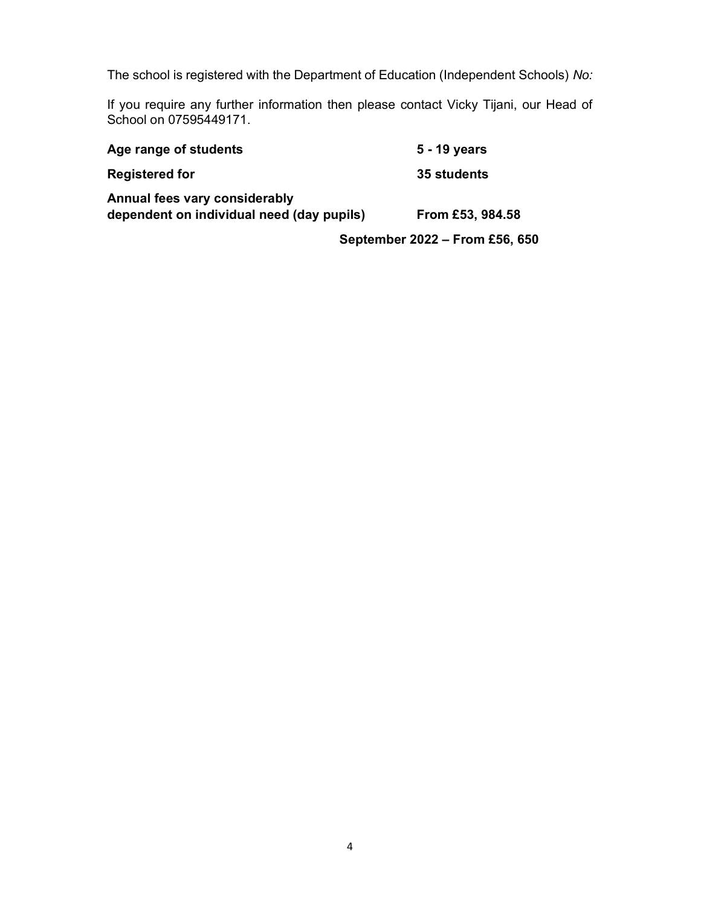The school is registered with the Department of Education (Independent Schools) *No:*

If you require any further information then please contact Vicky Tijani, our Head of School on 07595449171.

| | |
|---|---|
| **Age range of students** | **5 - 19 years** |
| **Registered for** | **35 students** |
| **Annual fees vary considerably dependent on individual need (day pupils)** | **From £53, 984.58** |
| | **September 2022 – From £56, 650** |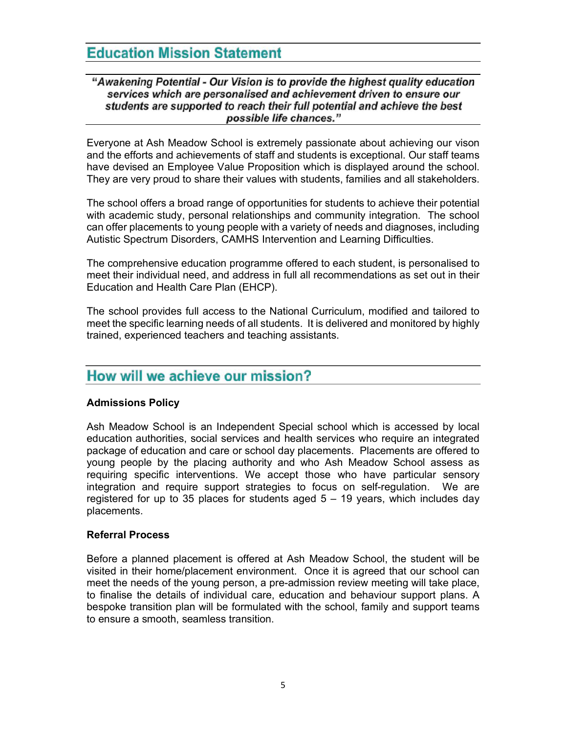## Education Mission Statement

***"Awakening Potential - Our Vision is to provide the highest quality education services which are personalised and achievement driven to ensure our students are supported to reach their full potential and achieve the best possible life chances."***

Everyone at Ash Meadow School is extremely passionate about achieving our vison and the efforts and achievements of staff and students is exceptional. Our staff teams have devised an Employee Value Proposition which is displayed around the school. They are very proud to share their values with students, families and all stakeholders.

The school offers a broad range of opportunities for students to achieve their potential with academic study, personal relationships and community integration. The school can offer placements to young people with a variety of needs and diagnoses, including Autistic Spectrum Disorders, CAMHS Intervention and Learning Difficulties.

The comprehensive education programme offered to each student, is personalised to meet their individual need, and address in full all recommendations as set out in their Education and Health Care Plan (EHCP).

The school provides full access to the National Curriculum, modified and tailored to meet the specific learning needs of all students. It is delivered and monitored by highly trained, experienced teachers and teaching assistants.

## How will we achieve our mission?

**Admissions Policy**

Ash Meadow School is an Independent Special school which is accessed by local education authorities, social services and health services who require an integrated package of education and care or school day placements. Placements are offered to young people by the placing authority and who Ash Meadow School assess as requiring specific interventions. We accept those who have particular sensory integration and require support strategies to focus on self-regulation. We are registered for up to 35 places for students aged 5 – 19 years, which includes day placements.

**Referral Process**

Before a planned placement is offered at Ash Meadow School, the student will be visited in their home/placement environment. Once it is agreed that our school can meet the needs of the young person, a pre-admission review meeting will take place, to finalise the details of individual care, education and behaviour support plans. A bespoke transition plan will be formulated with the school, family and support teams to ensure a smooth, seamless transition.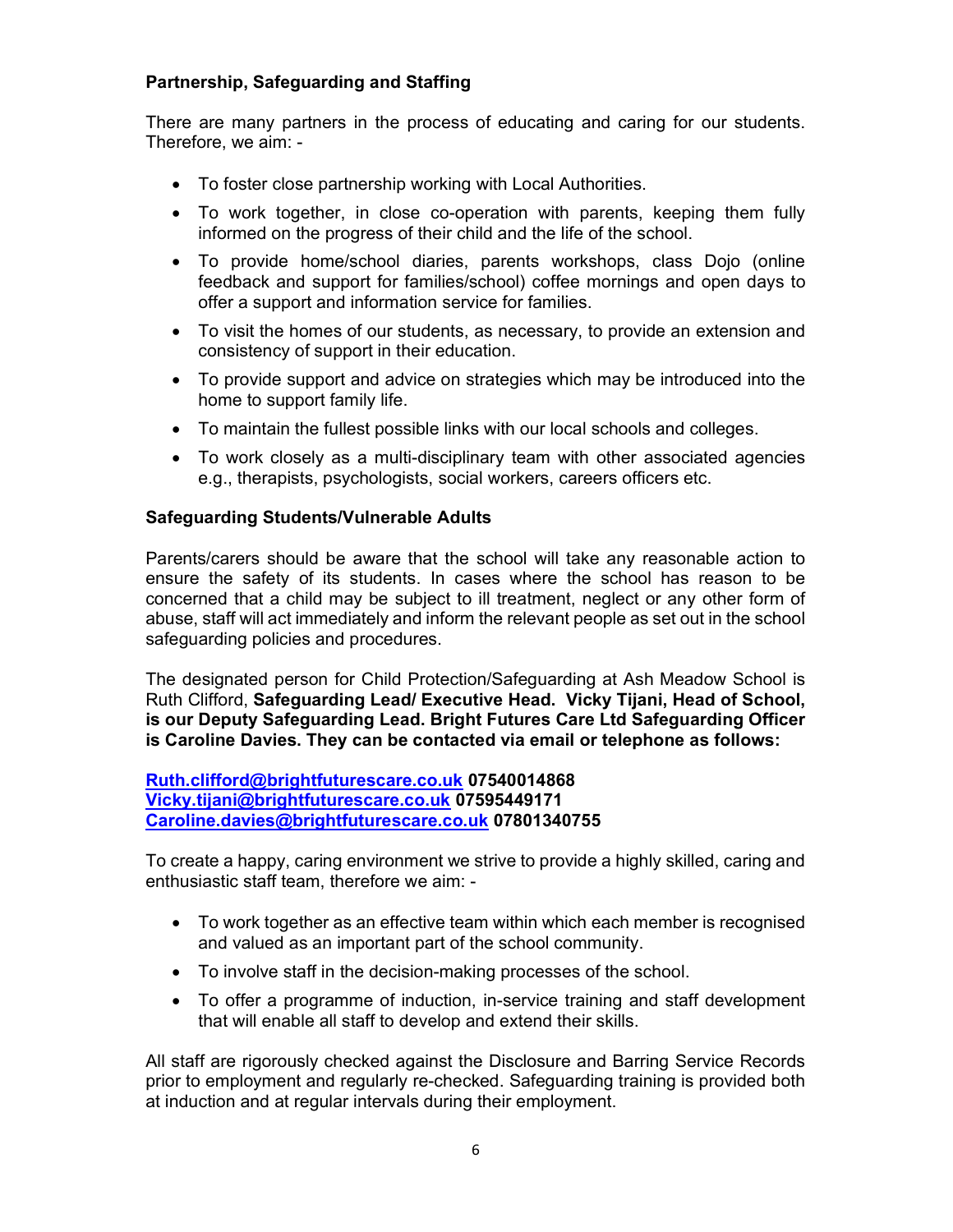**Partnership, Safeguarding and Staffing**

There are many partners in the process of educating and caring for our students. Therefore, we aim: -

- To foster close partnership working with Local Authorities.
- To work together, in close co-operation with parents, keeping them fully informed on the progress of their child and the life of the school.
- To provide home/school diaries, parents workshops, class Dojo (online feedback and support for families/school) coffee mornings and open days to offer a support and information service for families.
- To visit the homes of our students, as necessary, to provide an extension and consistency of support in their education.
- To provide support and advice on strategies which may be introduced into the home to support family life.
- To maintain the fullest possible links with our local schools and colleges.
- To work closely as a multi-disciplinary team with other associated agencies e.g., therapists, psychologists, social workers, careers officers etc.

**Safeguarding Students/Vulnerable Adults**

Parents/carers should be aware that the school will take any reasonable action to ensure the safety of its students. In cases where the school has reason to be concerned that a child may be subject to ill treatment, neglect or any other form of abuse, staff will act immediately and inform the relevant people as set out in the school safeguarding policies and procedures.

The designated person for Child Protection/Safeguarding at Ash Meadow School is Ruth Clifford, **Safeguarding Lead/ Executive Head. Vicky Tijani, Head of School, is our Deputy Safeguarding Lead. Bright Futures Care Ltd Safeguarding Officer is Caroline Davies. They can be contacted via email or telephone as follows:**

**Ruth.clifford@brightfuturescare.co.uk 07540014868**
**Vicky.tijani@brightfuturescare.co.uk 07595449171**
**Caroline.davies@brightfuturescare.co.uk 07801340755**

To create a happy, caring environment we strive to provide a highly skilled, caring and enthusiastic staff team, therefore we aim: -

- To work together as an effective team within which each member is recognised and valued as an important part of the school community.
- To involve staff in the decision-making processes of the school.
- To offer a programme of induction, in-service training and staff development that will enable all staff to develop and extend their skills.

All staff are rigorously checked against the Disclosure and Barring Service Records prior to employment and regularly re-checked. Safeguarding training is provided both at induction and at regular intervals during their employment.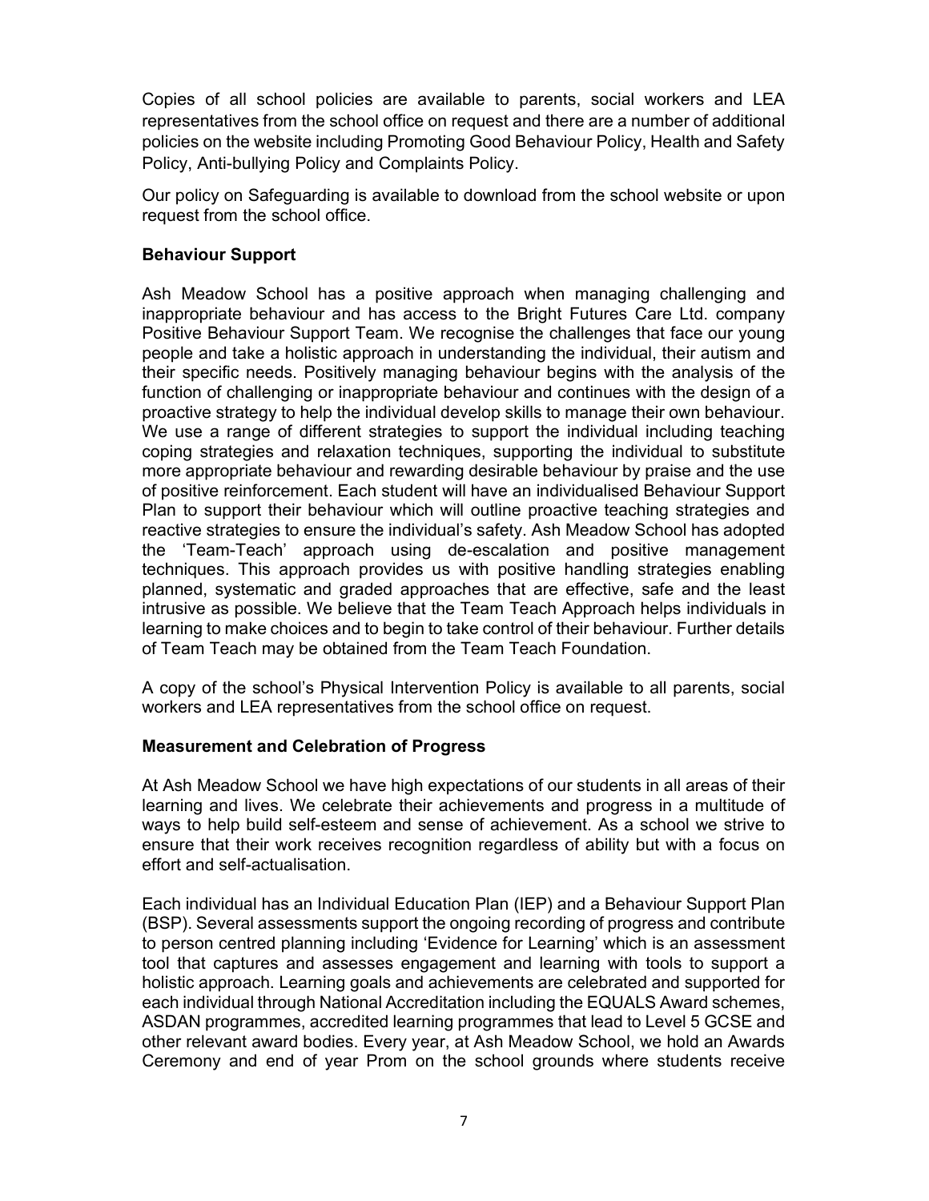Copies of all school policies are available to parents, social workers and LEA representatives from the school office on request and there are a number of additional policies on the website including Promoting Good Behaviour Policy, Health and Safety Policy, Anti-bullying Policy and Complaints Policy.

Our policy on Safeguarding is available to download from the school website or upon request from the school office.

### Behaviour Support

Ash Meadow School has a positive approach when managing challenging and inappropriate behaviour and has access to the Bright Futures Care Ltd. company Positive Behaviour Support Team. We recognise the challenges that face our young people and take a holistic approach in understanding the individual, their autism and their specific needs. Positively managing behaviour begins with the analysis of the function of challenging or inappropriate behaviour and continues with the design of a proactive strategy to help the individual develop skills to manage their own behaviour. We use a range of different strategies to support the individual including teaching coping strategies and relaxation techniques, supporting the individual to substitute more appropriate behaviour and rewarding desirable behaviour by praise and the use of positive reinforcement. Each student will have an individualised Behaviour Support Plan to support their behaviour which will outline proactive teaching strategies and reactive strategies to ensure the individual's safety. Ash Meadow School has adopted the 'Team-Teach' approach using de-escalation and positive management techniques. This approach provides us with positive handling strategies enabling planned, systematic and graded approaches that are effective, safe and the least intrusive as possible. We believe that the Team Teach Approach helps individuals in learning to make choices and to begin to take control of their behaviour. Further details of Team Teach may be obtained from the Team Teach Foundation.

A copy of the school's Physical Intervention Policy is available to all parents, social workers and LEA representatives from the school office on request.

### Measurement and Celebration of Progress

At Ash Meadow School we have high expectations of our students in all areas of their learning and lives. We celebrate their achievements and progress in a multitude of ways to help build self-esteem and sense of achievement. As a school we strive to ensure that their work receives recognition regardless of ability but with a focus on effort and self-actualisation.

Each individual has an Individual Education Plan (IEP) and a Behaviour Support Plan (BSP). Several assessments support the ongoing recording of progress and contribute to person centred planning including 'Evidence for Learning' which is an assessment tool that captures and assesses engagement and learning with tools to support a holistic approach. Learning goals and achievements are celebrated and supported for each individual through National Accreditation including the EQUALS Award schemes, ASDAN programmes, accredited learning programmes that lead to Level 5 GCSE and other relevant award bodies. Every year, at Ash Meadow School, we hold an Awards Ceremony and end of year Prom on the school grounds where students receive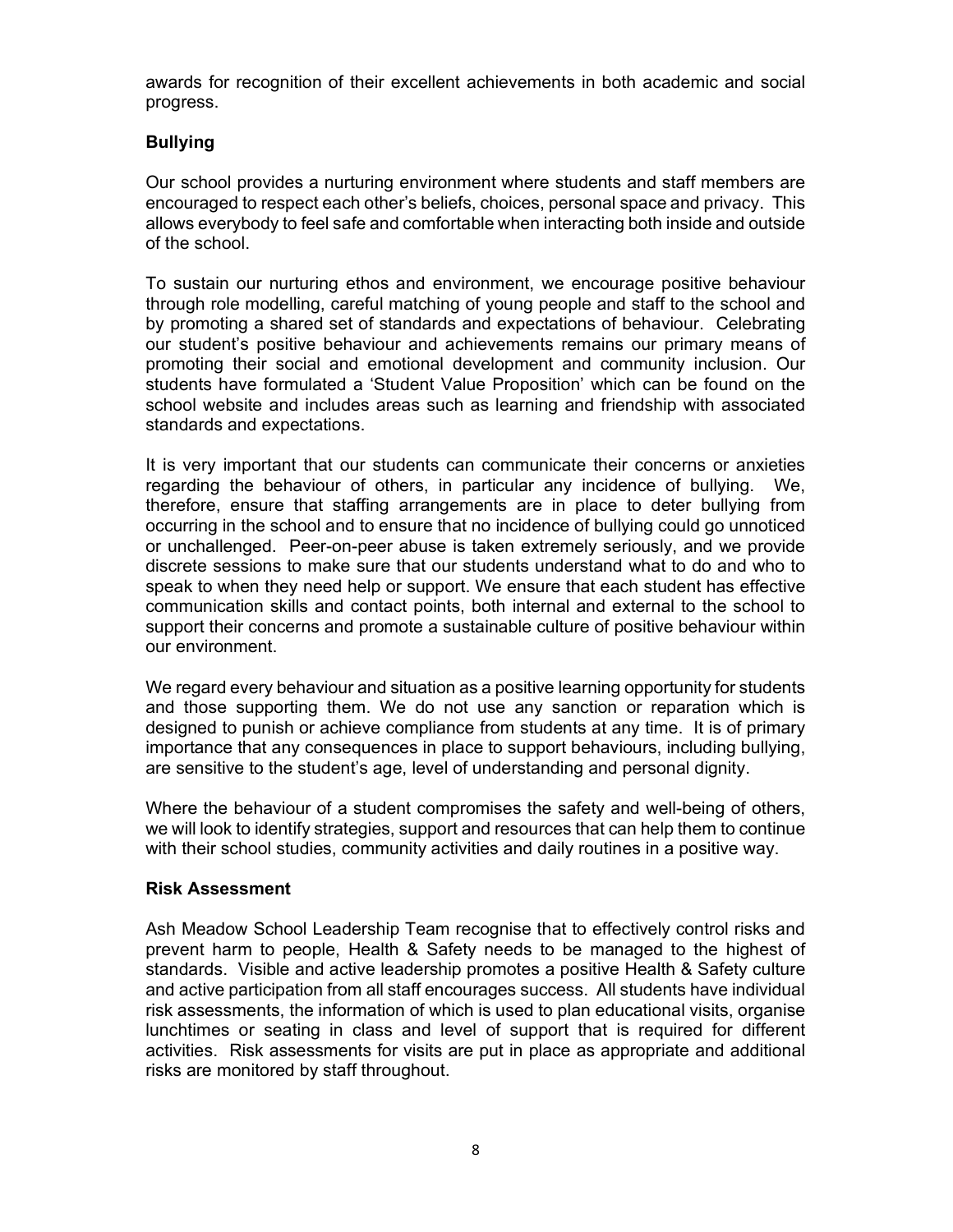awards for recognition of their excellent achievements in both academic and social progress.

**Bullying**

Our school provides a nurturing environment where students and staff members are encouraged to respect each other's beliefs, choices, personal space and privacy. This allows everybody to feel safe and comfortable when interacting both inside and outside of the school.

To sustain our nurturing ethos and environment, we encourage positive behaviour through role modelling, careful matching of young people and staff to the school and by promoting a shared set of standards and expectations of behaviour. Celebrating our student's positive behaviour and achievements remains our primary means of promoting their social and emotional development and community inclusion. Our students have formulated a 'Student Value Proposition' which can be found on the school website and includes areas such as learning and friendship with associated standards and expectations.

It is very important that our students can communicate their concerns or anxieties regarding the behaviour of others, in particular any incidence of bullying. We, therefore, ensure that staffing arrangements are in place to deter bullying from occurring in the school and to ensure that no incidence of bullying could go unnoticed or unchallenged. Peer-on-peer abuse is taken extremely seriously, and we provide discrete sessions to make sure that our students understand what to do and who to speak to when they need help or support. We ensure that each student has effective communication skills and contact points, both internal and external to the school to support their concerns and promote a sustainable culture of positive behaviour within our environment.

We regard every behaviour and situation as a positive learning opportunity for students and those supporting them. We do not use any sanction or reparation which is designed to punish or achieve compliance from students at any time. It is of primary importance that any consequences in place to support behaviours, including bullying, are sensitive to the student's age, level of understanding and personal dignity.

Where the behaviour of a student compromises the safety and well-being of others, we will look to identify strategies, support and resources that can help them to continue with their school studies, community activities and daily routines in a positive way.

**Risk Assessment**

Ash Meadow School Leadership Team recognise that to effectively control risks and prevent harm to people, Health & Safety needs to be managed to the highest of standards. Visible and active leadership promotes a positive Health & Safety culture and active participation from all staff encourages success. All students have individual risk assessments, the information of which is used to plan educational visits, organise lunchtimes or seating in class and level of support that is required for different activities. Risk assessments for visits are put in place as appropriate and additional risks are monitored by staff throughout.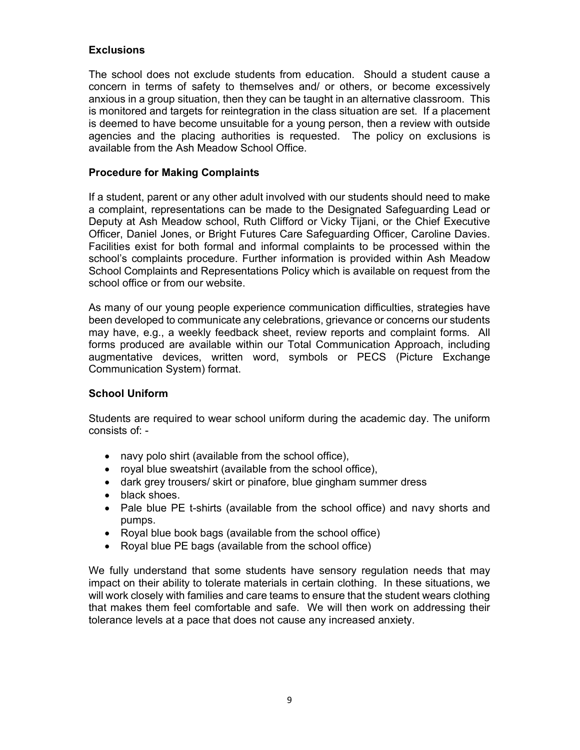## Exclusions

The school does not exclude students from education. Should a student cause a concern in terms of safety to themselves and/ or others, or become excessively anxious in a group situation, then they can be taught in an alternative classroom. This is monitored and targets for reintegration in the class situation are set. If a placement is deemed to have become unsuitable for a young person, then a review with outside agencies and the placing authorities is requested. The policy on exclusions is available from the Ash Meadow School Office.

## Procedure for Making Complaints

If a student, parent or any other adult involved with our students should need to make a complaint, representations can be made to the Designated Safeguarding Lead or Deputy at Ash Meadow school, Ruth Clifford or Vicky Tijani, or the Chief Executive Officer, Daniel Jones, or Bright Futures Care Safeguarding Officer, Caroline Davies. Facilities exist for both formal and informal complaints to be processed within the school's complaints procedure. Further information is provided within Ash Meadow School Complaints and Representations Policy which is available on request from the school office or from our website.

As many of our young people experience communication difficulties, strategies have been developed to communicate any celebrations, grievance or concerns our students may have, e.g., a weekly feedback sheet, review reports and complaint forms. All forms produced are available within our Total Communication Approach, including augmentative devices, written word, symbols or PECS (Picture Exchange Communication System) format.

## School Uniform

Students are required to wear school uniform during the academic day. The uniform consists of: -

- navy polo shirt (available from the school office),
- royal blue sweatshirt (available from the school office),
- dark grey trousers/ skirt or pinafore, blue gingham summer dress
- black shoes.
- Pale blue PE t-shirts (available from the school office) and navy shorts and pumps.
- Royal blue book bags (available from the school office)
- Royal blue PE bags (available from the school office)

We fully understand that some students have sensory regulation needs that may impact on their ability to tolerate materials in certain clothing. In these situations, we will work closely with families and care teams to ensure that the student wears clothing that makes them feel comfortable and safe. We will then work on addressing their tolerance levels at a pace that does not cause any increased anxiety.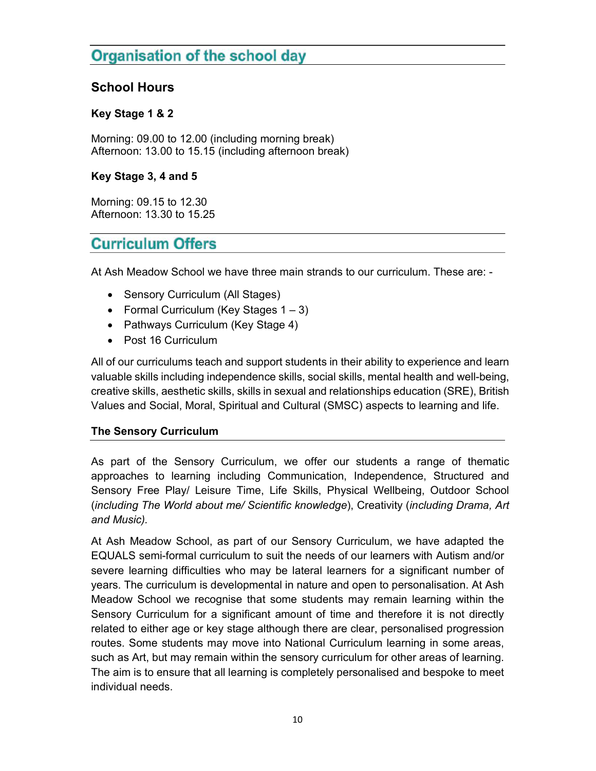## Organisation of the school day

### School Hours

#### Key Stage 1 & 2

Morning: 09.00 to 12.00 (including morning break)
Afternoon: 13.00 to 15.15 (including afternoon break)

#### Key Stage 3, 4 and 5

Morning: 09.15 to 12.30
Afternoon: 13.30 to 15.25

## Curriculum Offers

At Ash Meadow School we have three main strands to our curriculum. These are: -

- Sensory Curriculum (All Stages)
- Formal Curriculum (Key Stages 1 – 3)
- Pathways Curriculum (Key Stage 4)
- Post 16 Curriculum

All of our curriculums teach and support students in their ability to experience and learn valuable skills including independence skills, social skills, mental health and well-being, creative skills, aesthetic skills, skills in sexual and relationships education (SRE), British Values and Social, Moral, Spiritual and Cultural (SMSC) aspects to learning and life.

### The Sensory Curriculum

As part of the Sensory Curriculum, we offer our students a range of thematic approaches to learning including Communication, Independence, Structured and Sensory Free Play/ Leisure Time, Life Skills, Physical Wellbeing, Outdoor School (*including The World about me/ Scientific knowledge*), Creativity (*including Drama, Art and Music).*

At Ash Meadow School, as part of our Sensory Curriculum, we have adapted the EQUALS semi-formal curriculum to suit the needs of our learners with Autism and/or severe learning difficulties who may be lateral learners for a significant number of years. The curriculum is developmental in nature and open to personalisation. At Ash Meadow School we recognise that some students may remain learning within the Sensory Curriculum for a significant amount of time and therefore it is not directly related to either age or key stage although there are clear, personalised progression routes. Some students may move into National Curriculum learning in some areas, such as Art, but may remain within the sensory curriculum for other areas of learning. The aim is to ensure that all learning is completely personalised and bespoke to meet individual needs.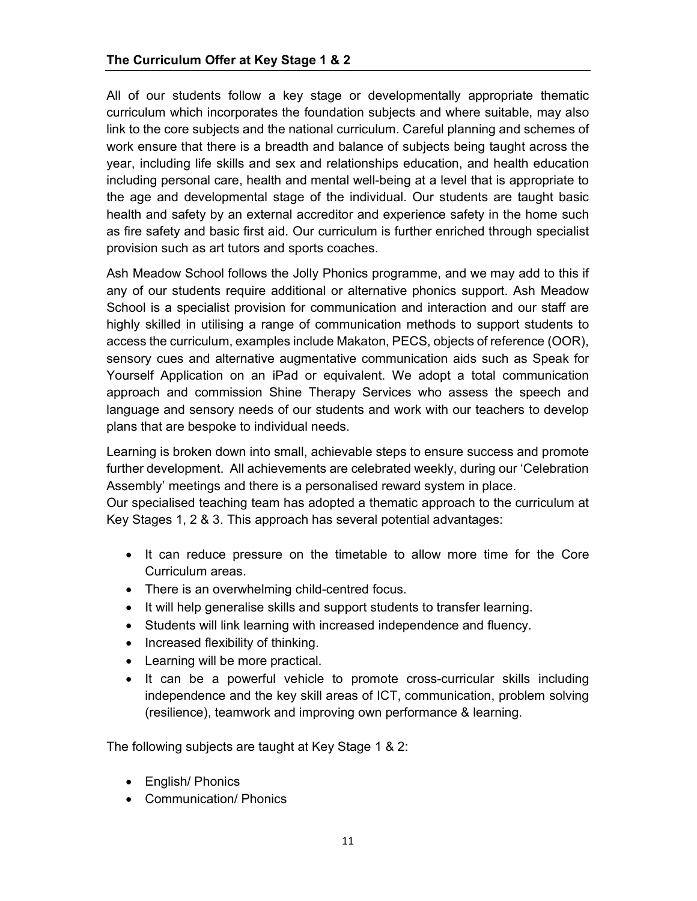## The Curriculum Offer at Key Stage 1 & 2

All of our students follow a key stage or developmentally appropriate thematic curriculum which incorporates the foundation subjects and where suitable, may also link to the core subjects and the national curriculum. Careful planning and schemes of work ensure that there is a breadth and balance of subjects being taught across the year, including life skills and sex and relationships education, and health education including personal care, health and mental well-being at a level that is appropriate to the age and developmental stage of the individual. Our students are taught basic health and safety by an external accreditor and experience safety in the home such as fire safety and basic first aid. Our curriculum is further enriched through specialist provision such as art tutors and sports coaches.

Ash Meadow School follows the Jolly Phonics programme, and we may add to this if any of our students require additional or alternative phonics support. Ash Meadow School is a specialist provision for communication and interaction and our staff are highly skilled in utilising a range of communication methods to support students to access the curriculum, examples include Makaton, PECS, objects of reference (OOR), sensory cues and alternative augmentative communication aids such as Speak for Yourself Application on an iPad or equivalent. We adopt a total communication approach and commission Shine Therapy Services who assess the speech and language and sensory needs of our students and work with our teachers to develop plans that are bespoke to individual needs.

Learning is broken down into small, achievable steps to ensure success and promote further development. All achievements are celebrated weekly, during our 'Celebration Assembly' meetings and there is a personalised reward system in place.
Our specialised teaching team has adopted a thematic approach to the curriculum at Key Stages 1, 2 & 3. This approach has several potential advantages:

- It can reduce pressure on the timetable to allow more time for the Core Curriculum areas.
- There is an overwhelming child-centred focus.
- It will help generalise skills and support students to transfer learning.
- Students will link learning with increased independence and fluency.
- Increased flexibility of thinking.
- Learning will be more practical.
- It can be a powerful vehicle to promote cross-curricular skills including independence and the key skill areas of ICT, communication, problem solving (resilience), teamwork and improving own performance & learning.

The following subjects are taught at Key Stage 1 & 2:

- English/ Phonics
- Communication/ Phonics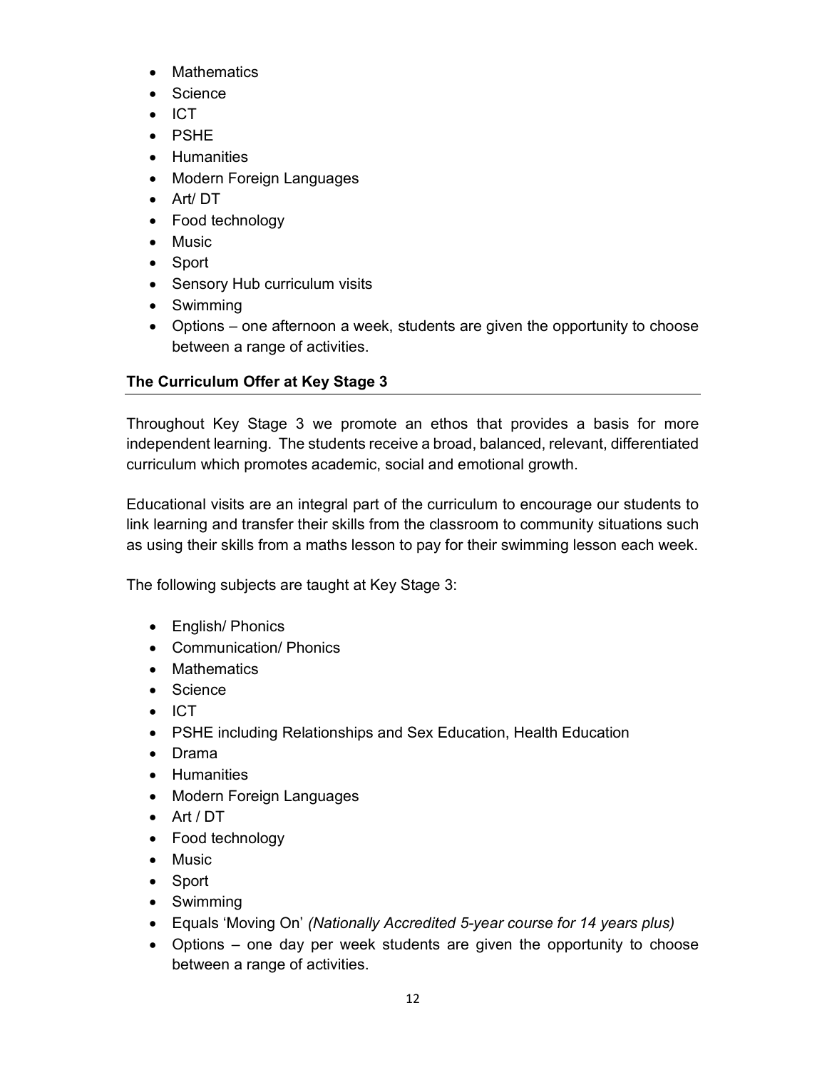- Mathematics
- Science
- ICT
- PSHE
- Humanities
- Modern Foreign Languages
- Art/ DT
- Food technology
- Music
- Sport
- Sensory Hub curriculum visits
- Swimming
- Options – one afternoon a week, students are given the opportunity to choose between a range of activities.

## The Curriculum Offer at Key Stage 3

Throughout Key Stage 3 we promote an ethos that provides a basis for more independent learning. The students receive a broad, balanced, relevant, differentiated curriculum which promotes academic, social and emotional growth.

Educational visits are an integral part of the curriculum to encourage our students to link learning and transfer their skills from the classroom to community situations such as using their skills from a maths lesson to pay for their swimming lesson each week.

The following subjects are taught at Key Stage 3:

- English/ Phonics
- Communication/ Phonics
- Mathematics
- Science
- ICT
- PSHE including Relationships and Sex Education, Health Education
- Drama
- Humanities
- Modern Foreign Languages
- Art / DT
- Food technology
- Music
- Sport
- Swimming
- Equals 'Moving On' *(Nationally Accredited 5-year course for 14 years plus)*
- Options – one day per week students are given the opportunity to choose between a range of activities.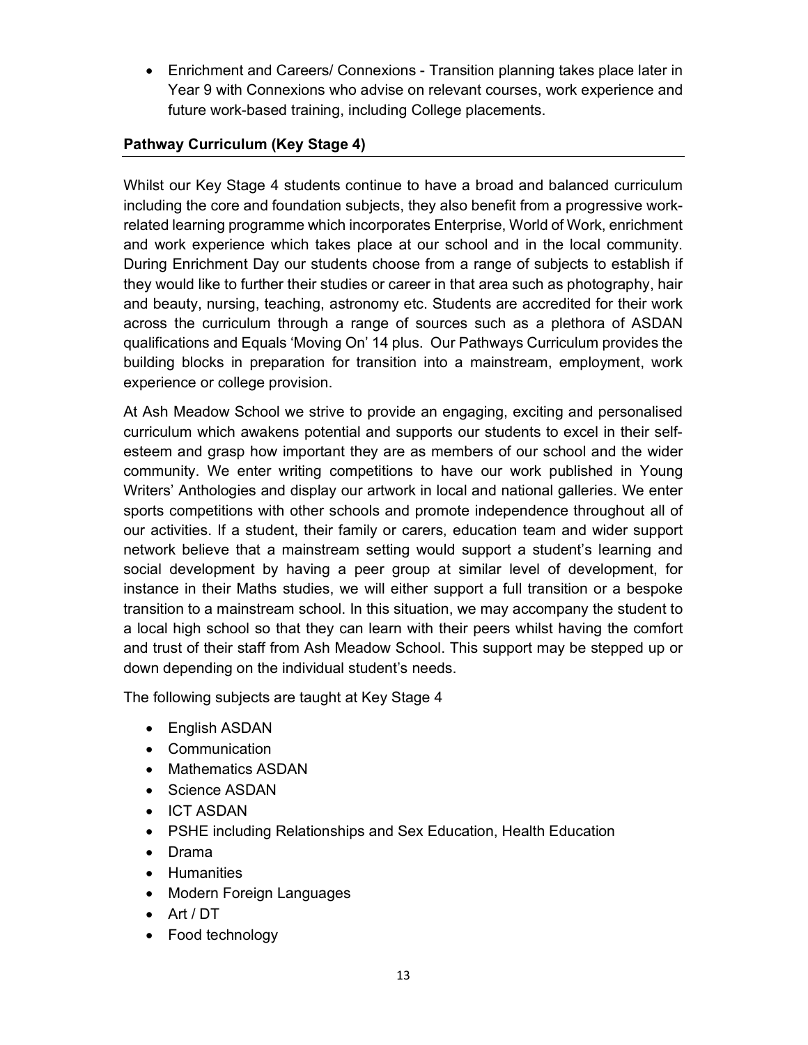- Enrichment and Careers/ Connexions - Transition planning takes place later in Year 9 with Connexions who advise on relevant courses, work experience and future work-based training, including College placements.

### Pathway Curriculum (Key Stage 4)

Whilst our Key Stage 4 students continue to have a broad and balanced curriculum including the core and foundation subjects, they also benefit from a progressive work-related learning programme which incorporates Enterprise, World of Work, enrichment and work experience which takes place at our school and in the local community. During Enrichment Day our students choose from a range of subjects to establish if they would like to further their studies or career in that area such as photography, hair and beauty, nursing, teaching, astronomy etc. Students are accredited for their work across the curriculum through a range of sources such as a plethora of ASDAN qualifications and Equals 'Moving On' 14 plus. Our Pathways Curriculum provides the building blocks in preparation for transition into a mainstream, employment, work experience or college provision.

At Ash Meadow School we strive to provide an engaging, exciting and personalised curriculum which awakens potential and supports our students to excel in their self-esteem and grasp how important they are as members of our school and the wider community. We enter writing competitions to have our work published in Young Writers' Anthologies and display our artwork in local and national galleries. We enter sports competitions with other schools and promote independence throughout all of our activities. If a student, their family or carers, education team and wider support network believe that a mainstream setting would support a student's learning and social development by having a peer group at similar level of development, for instance in their Maths studies, we will either support a full transition or a bespoke transition to a mainstream school. In this situation, we may accompany the student to a local high school so that they can learn with their peers whilst having the comfort and trust of their staff from Ash Meadow School. This support may be stepped up or down depending on the individual student's needs.

The following subjects are taught at Key Stage 4

- English ASDAN
- Communication
- Mathematics ASDAN
- Science ASDAN
- ICT ASDAN
- PSHE including Relationships and Sex Education, Health Education
- Drama
- Humanities
- Modern Foreign Languages
- Art / DT
- Food technology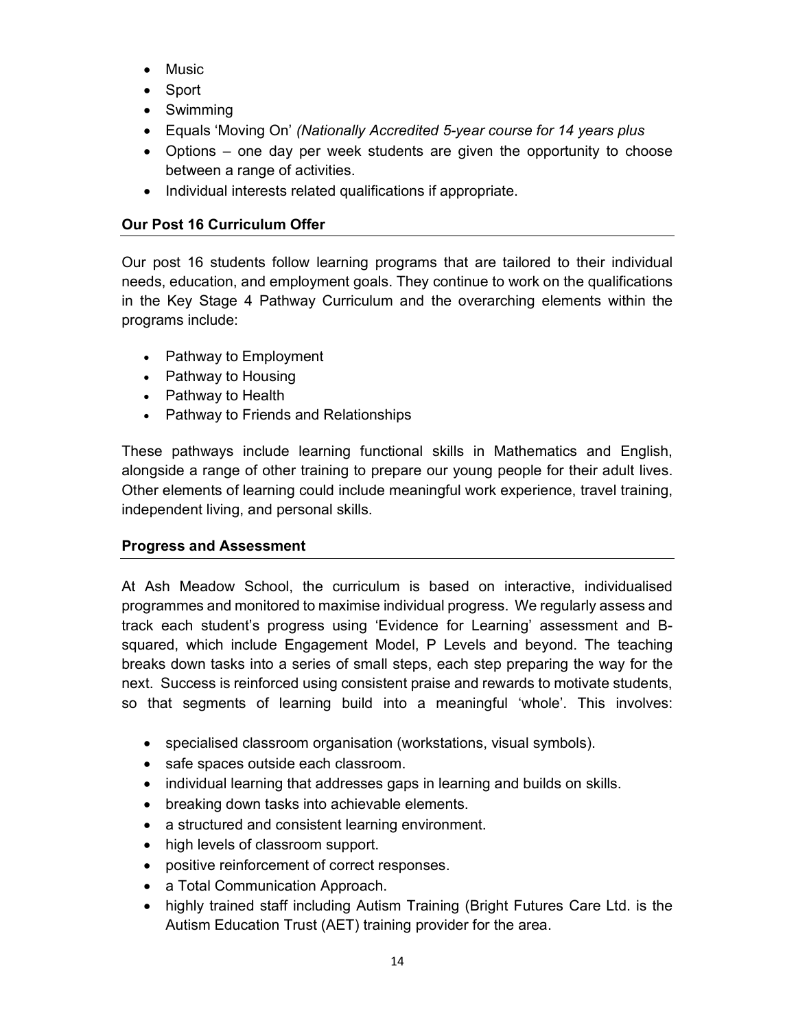- Music
- Sport
- Swimming
- Equals 'Moving On' *(Nationally Accredited 5-year course for 14 years plus*
- Options – one day per week students are given the opportunity to choose between a range of activities.
- Individual interests related qualifications if appropriate.

**Our Post 16 Curriculum Offer**

Our post 16 students follow learning programs that are tailored to their individual needs, education, and employment goals. They continue to work on the qualifications in the Key Stage 4 Pathway Curriculum and the overarching elements within the programs include:

- Pathway to Employment
- Pathway to Housing
- Pathway to Health
- Pathway to Friends and Relationships

These pathways include learning functional skills in Mathematics and English, alongside a range of other training to prepare our young people for their adult lives. Other elements of learning could include meaningful work experience, travel training, independent living, and personal skills.

**Progress and Assessment**

At Ash Meadow School, the curriculum is based on interactive, individualised programmes and monitored to maximise individual progress. We regularly assess and track each student's progress using 'Evidence for Learning' assessment and B-squared, which include Engagement Model, P Levels and beyond. The teaching breaks down tasks into a series of small steps, each step preparing the way for the next. Success is reinforced using consistent praise and rewards to motivate students, so that segments of learning build into a meaningful 'whole'. This involves:

- specialised classroom organisation (workstations, visual symbols).
- safe spaces outside each classroom.
- individual learning that addresses gaps in learning and builds on skills.
- breaking down tasks into achievable elements.
- a structured and consistent learning environment.
- high levels of classroom support.
- positive reinforcement of correct responses.
- a Total Communication Approach.
- highly trained staff including Autism Training (Bright Futures Care Ltd. is the Autism Education Trust (AET) training provider for the area.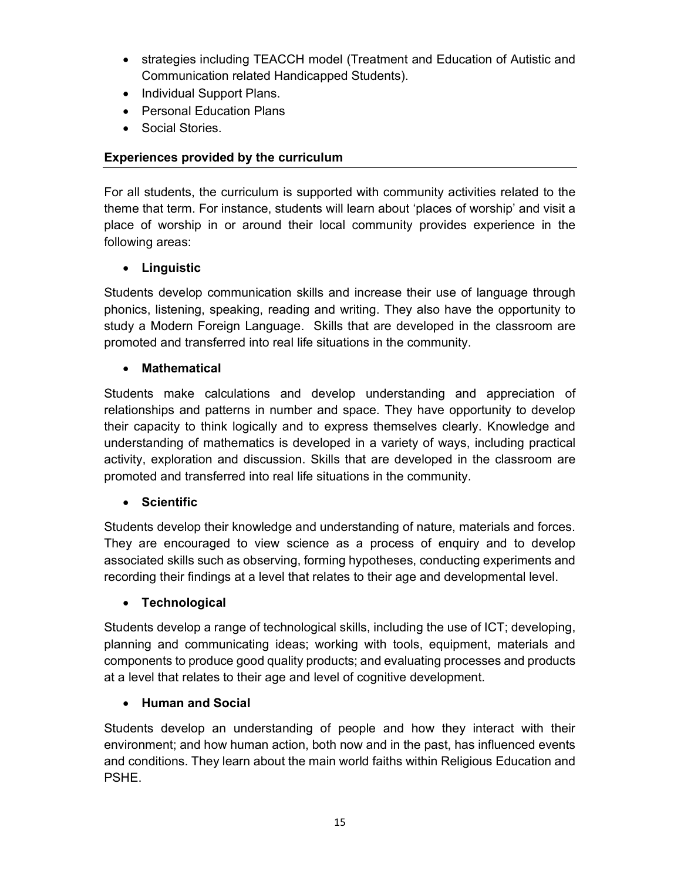- strategies including TEACCH model (Treatment and Education of Autistic and Communication related Handicapped Students).
- Individual Support Plans.
- Personal Education Plans
- Social Stories.

## Experiences provided by the curriculum

For all students, the curriculum is supported with community activities related to the theme that term. For instance, students will learn about 'places of worship' and visit a place of worship in or around their local community provides experience in the following areas:

- **Linguistic**

Students develop communication skills and increase their use of language through phonics, listening, speaking, reading and writing. They also have the opportunity to study a Modern Foreign Language. Skills that are developed in the classroom are promoted and transferred into real life situations in the community.

- **Mathematical**

Students make calculations and develop understanding and appreciation of relationships and patterns in number and space. They have opportunity to develop their capacity to think logically and to express themselves clearly. Knowledge and understanding of mathematics is developed in a variety of ways, including practical activity, exploration and discussion. Skills that are developed in the classroom are promoted and transferred into real life situations in the community.

- **Scientific**

Students develop their knowledge and understanding of nature, materials and forces. They are encouraged to view science as a process of enquiry and to develop associated skills such as observing, forming hypotheses, conducting experiments and recording their findings at a level that relates to their age and developmental level.

- **Technological**

Students develop a range of technological skills, including the use of ICT; developing, planning and communicating ideas; working with tools, equipment, materials and components to produce good quality products; and evaluating processes and products at a level that relates to their age and level of cognitive development.

- **Human and Social**

Students develop an understanding of people and how they interact with their environment; and how human action, both now and in the past, has influenced events and conditions. They learn about the main world faiths within Religious Education and PSHE.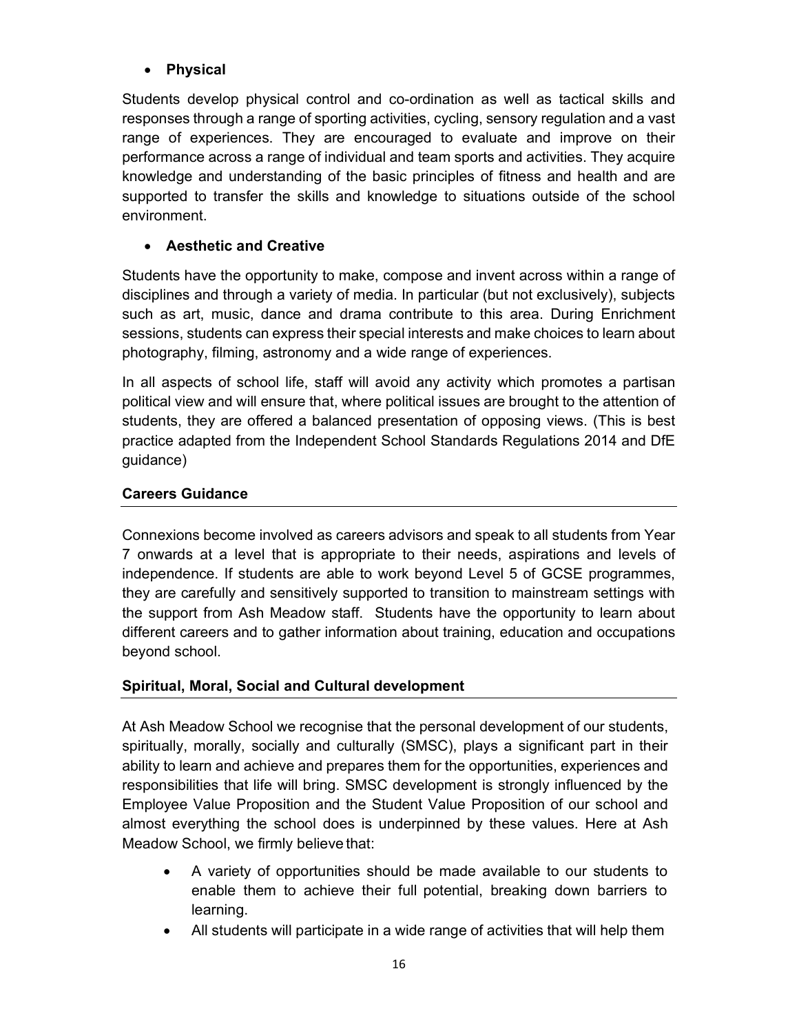- **Physical**

Students develop physical control and co-ordination as well as tactical skills and responses through a range of sporting activities, cycling, sensory regulation and a vast range of experiences. They are encouraged to evaluate and improve on their performance across a range of individual and team sports and activities. They acquire knowledge and understanding of the basic principles of fitness and health and are supported to transfer the skills and knowledge to situations outside of the school environment.

- **Aesthetic and Creative**

Students have the opportunity to make, compose and invent across within a range of disciplines and through a variety of media. In particular (but not exclusively), subjects such as art, music, dance and drama contribute to this area. During Enrichment sessions, students can express their special interests and make choices to learn about photography, filming, astronomy and a wide range of experiences.

In all aspects of school life, staff will avoid any activity which promotes a partisan political view and will ensure that, where political issues are brought to the attention of students, they are offered a balanced presentation of opposing views. (This is best practice adapted from the Independent School Standards Regulations 2014 and DfE guidance)

## Careers Guidance

Connexions become involved as careers advisors and speak to all students from Year 7 onwards at a level that is appropriate to their needs, aspirations and levels of independence. If students are able to work beyond Level 5 of GCSE programmes, they are carefully and sensitively supported to transition to mainstream settings with the support from Ash Meadow staff. Students have the opportunity to learn about different careers and to gather information about training, education and occupations beyond school.

## Spiritual, Moral, Social and Cultural development

At Ash Meadow School we recognise that the personal development of our students, spiritually, morally, socially and culturally (SMSC), plays a significant part in their ability to learn and achieve and prepares them for the opportunities, experiences and responsibilities that life will bring. SMSC development is strongly influenced by the Employee Value Proposition and the Student Value Proposition of our school and almost everything the school does is underpinned by these values. Here at Ash Meadow School, we firmly believe that:

- A variety of opportunities should be made available to our students to enable them to achieve their full potential, breaking down barriers to learning.
- All students will participate in a wide range of activities that will help them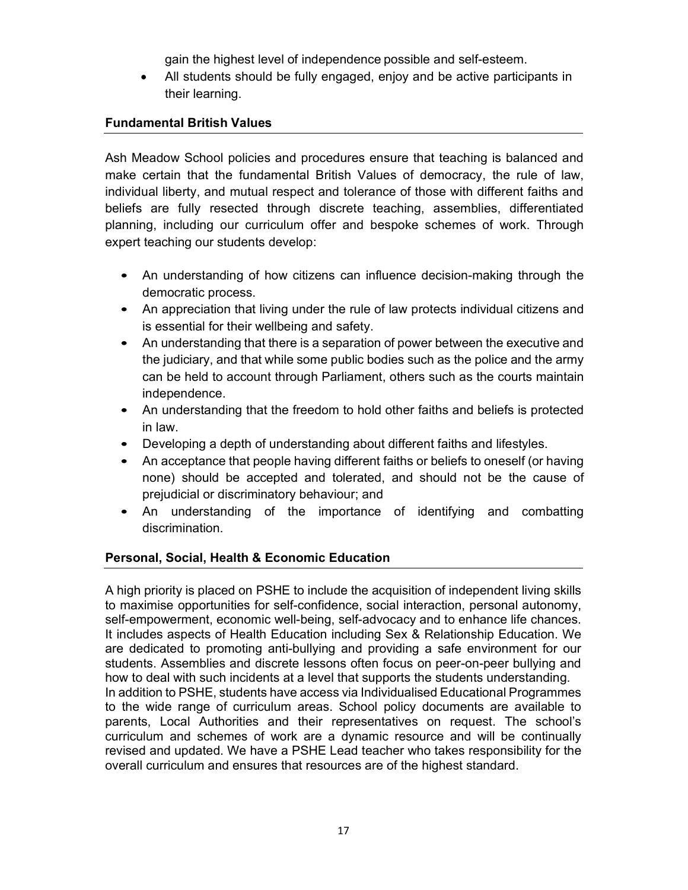gain the highest level of independence possible and self-esteem.

- All students should be fully engaged, enjoy and be active participants in their learning.

## Fundamental British Values

Ash Meadow School policies and procedures ensure that teaching is balanced and make certain that the fundamental British Values of democracy, the rule of law, individual liberty, and mutual respect and tolerance of those with different faiths and beliefs are fully resected through discrete teaching, assemblies, differentiated planning, including our curriculum offer and bespoke schemes of work. Through expert teaching our students develop:

- An understanding of how citizens can influence decision-making through the democratic process.
- An appreciation that living under the rule of law protects individual citizens and is essential for their wellbeing and safety.
- An understanding that there is a separation of power between the executive and the judiciary, and that while some public bodies such as the police and the army can be held to account through Parliament, others such as the courts maintain independence.
- An understanding that the freedom to hold other faiths and beliefs is protected in law.
- Developing a depth of understanding about different faiths and lifestyles.
- An acceptance that people having different faiths or beliefs to oneself (or having none) should be accepted and tolerated, and should not be the cause of prejudicial or discriminatory behaviour; and
- An understanding of the importance of identifying and combatting discrimination.

## Personal, Social, Health & Economic Education

A high priority is placed on PSHE to include the acquisition of independent living skills to maximise opportunities for self-confidence, social interaction, personal autonomy, self-empowerment, economic well-being, self-advocacy and to enhance life chances. It includes aspects of Health Education including Sex & Relationship Education. We are dedicated to promoting anti-bullying and providing a safe environment for our students. Assemblies and discrete lessons often focus on peer-on-peer bullying and how to deal with such incidents at a level that supports the students understanding.
In addition to PSHE, students have access via Individualised Educational Programmes to the wide range of curriculum areas. School policy documents are available to parents, Local Authorities and their representatives on request. The school's curriculum and schemes of work are a dynamic resource and will be continually revised and updated. We have a PSHE Lead teacher who takes responsibility for the overall curriculum and ensures that resources are of the highest standard.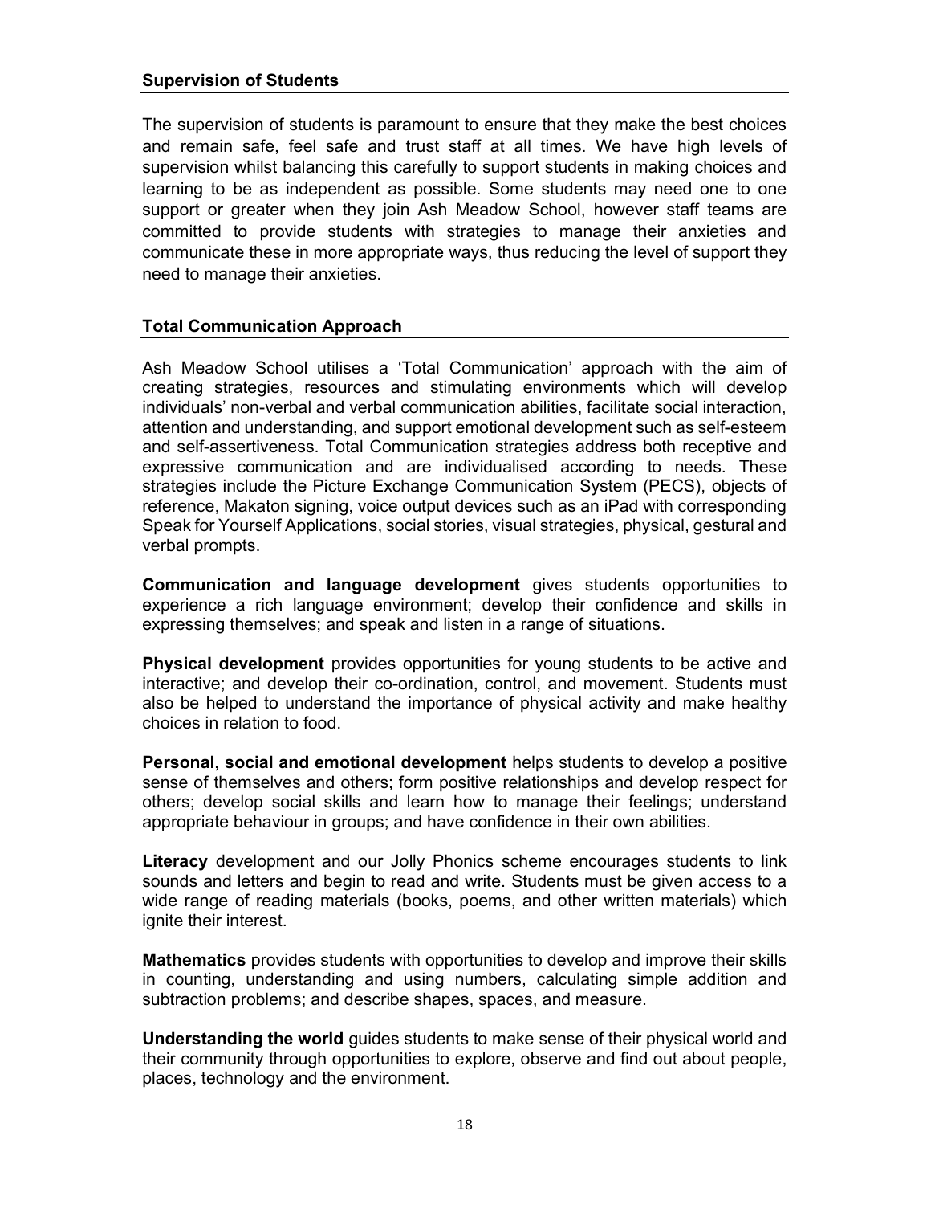## Supervision of Students

The supervision of students is paramount to ensure that they make the best choices and remain safe, feel safe and trust staff at all times. We have high levels of supervision whilst balancing this carefully to support students in making choices and learning to be as independent as possible. Some students may need one to one support or greater when they join Ash Meadow School, however staff teams are committed to provide students with strategies to manage their anxieties and communicate these in more appropriate ways, thus reducing the level of support they need to manage their anxieties.

## Total Communication Approach

Ash Meadow School utilises a 'Total Communication' approach with the aim of creating strategies, resources and stimulating environments which will develop individuals' non-verbal and verbal communication abilities, facilitate social interaction, attention and understanding, and support emotional development such as self-esteem and self-assertiveness. Total Communication strategies address both receptive and expressive communication and are individualised according to needs. These strategies include the Picture Exchange Communication System (PECS), objects of reference, Makaton signing, voice output devices such as an iPad with corresponding Speak for Yourself Applications, social stories, visual strategies, physical, gestural and verbal prompts.

**Communication and language development** gives students opportunities to experience a rich language environment; develop their confidence and skills in expressing themselves; and speak and listen in a range of situations.

**Physical development** provides opportunities for young students to be active and interactive; and develop their co-ordination, control, and movement. Students must also be helped to understand the importance of physical activity and make healthy choices in relation to food.

**Personal, social and emotional development** helps students to develop a positive sense of themselves and others; form positive relationships and develop respect for others; develop social skills and learn how to manage their feelings; understand appropriate behaviour in groups; and have confidence in their own abilities.

**Literacy** development and our Jolly Phonics scheme encourages students to link sounds and letters and begin to read and write. Students must be given access to a wide range of reading materials (books, poems, and other written materials) which ignite their interest.

**Mathematics** provides students with opportunities to develop and improve their skills in counting, understanding and using numbers, calculating simple addition and subtraction problems; and describe shapes, spaces, and measure.

**Understanding the world** guides students to make sense of their physical world and their community through opportunities to explore, observe and find out about people, places, technology and the environment.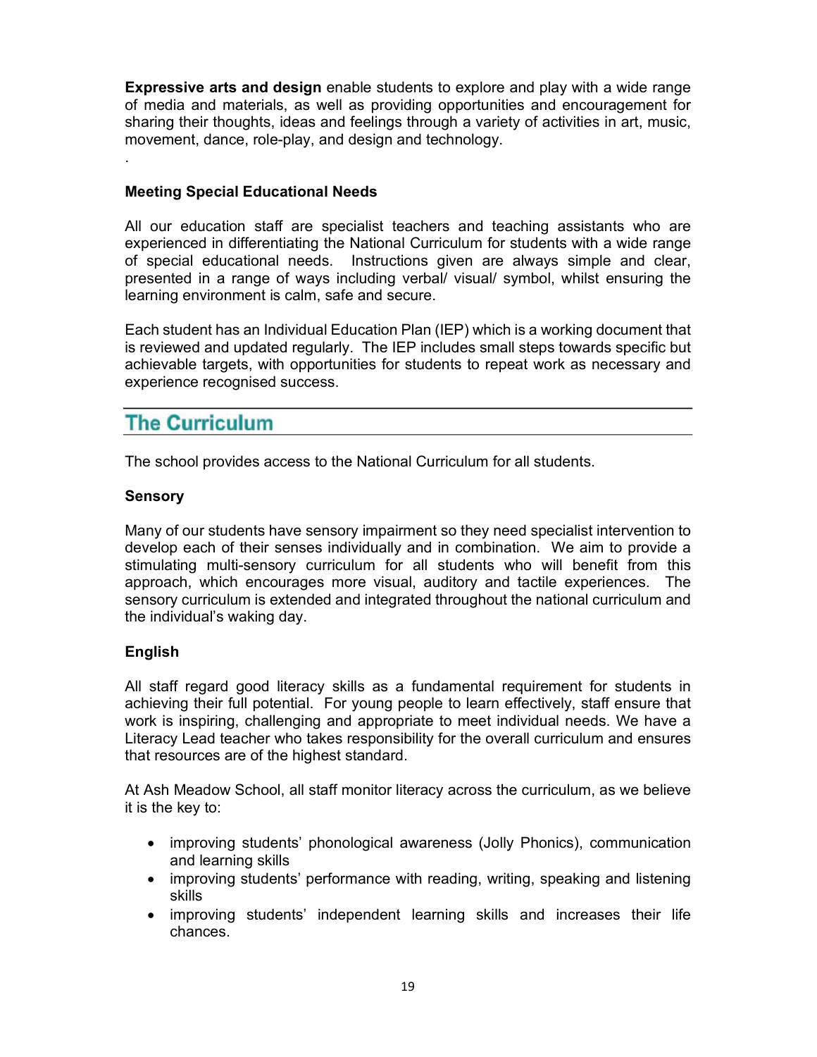**Expressive arts and design** enable students to explore and play with a wide range of media and materials, as well as providing opportunities and encouragement for sharing their thoughts, ideas and feelings through a variety of activities in art, music, movement, dance, role-play, and design and technology.

.

**Meeting Special Educational Needs**

All our education staff are specialist teachers and teaching assistants who are experienced in differentiating the National Curriculum for students with a wide range of special educational needs. Instructions given are always simple and clear, presented in a range of ways including verbal/ visual/ symbol, whilst ensuring the learning environment is calm, safe and secure.

Each student has an Individual Education Plan (IEP) which is a working document that is reviewed and updated regularly. The IEP includes small steps towards specific but achievable targets, with opportunities for students to repeat work as necessary and experience recognised success.

## The Curriculum

The school provides access to the National Curriculum for all students.

**Sensory**

Many of our students have sensory impairment so they need specialist intervention to develop each of their senses individually and in combination. We aim to provide a stimulating multi-sensory curriculum for all students who will benefit from this approach, which encourages more visual, auditory and tactile experiences. The sensory curriculum is extended and integrated throughout the national curriculum and the individual's waking day.

**English**

All staff regard good literacy skills as a fundamental requirement for students in achieving their full potential. For young people to learn effectively, staff ensure that work is inspiring, challenging and appropriate to meet individual needs. We have a Literacy Lead teacher who takes responsibility for the overall curriculum and ensures that resources are of the highest standard.

At Ash Meadow School, all staff monitor literacy across the curriculum, as we believe it is the key to:

- improving students' phonological awareness (Jolly Phonics), communication and learning skills
- improving students' performance with reading, writing, speaking and listening skills
- improving students' independent learning skills and increases their life chances.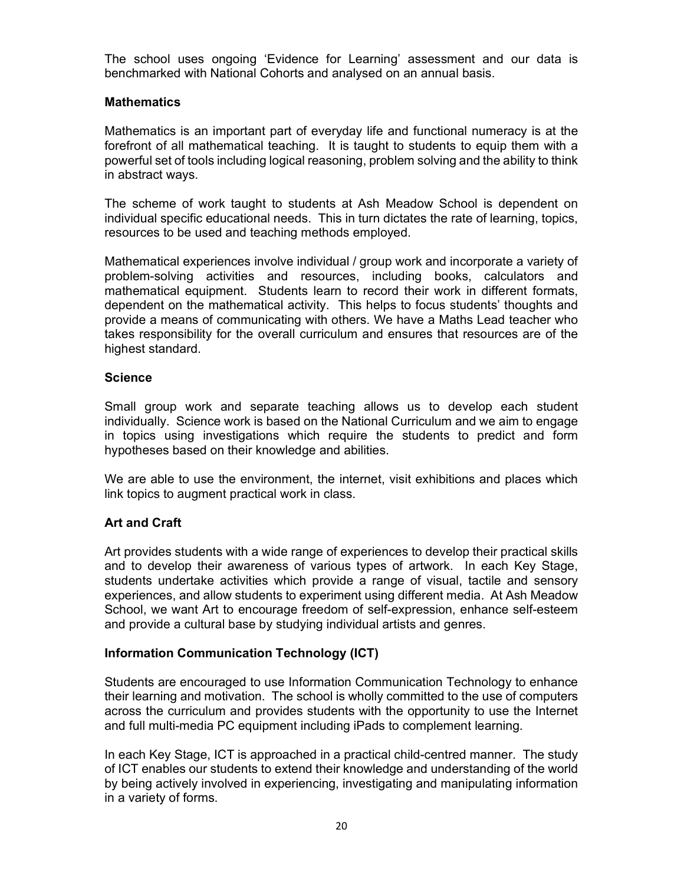The school uses ongoing 'Evidence for Learning' assessment and our data is benchmarked with National Cohorts and analysed on an annual basis.

**Mathematics**

Mathematics is an important part of everyday life and functional numeracy is at the forefront of all mathematical teaching. It is taught to students to equip them with a powerful set of tools including logical reasoning, problem solving and the ability to think in abstract ways.

The scheme of work taught to students at Ash Meadow School is dependent on individual specific educational needs. This in turn dictates the rate of learning, topics, resources to be used and teaching methods employed.

Mathematical experiences involve individual / group work and incorporate a variety of problem-solving activities and resources, including books, calculators and mathematical equipment. Students learn to record their work in different formats, dependent on the mathematical activity. This helps to focus students' thoughts and provide a means of communicating with others. We have a Maths Lead teacher who takes responsibility for the overall curriculum and ensures that resources are of the highest standard.

**Science**

Small group work and separate teaching allows us to develop each student individually. Science work is based on the National Curriculum and we aim to engage in topics using investigations which require the students to predict and form hypotheses based on their knowledge and abilities.

We are able to use the environment, the internet, visit exhibitions and places which link topics to augment practical work in class.

**Art and Craft**

Art provides students with a wide range of experiences to develop their practical skills and to develop their awareness of various types of artwork. In each Key Stage, students undertake activities which provide a range of visual, tactile and sensory experiences, and allow students to experiment using different media. At Ash Meadow School, we want Art to encourage freedom of self-expression, enhance self-esteem and provide a cultural base by studying individual artists and genres.

**Information Communication Technology (ICT)**

Students are encouraged to use Information Communication Technology to enhance their learning and motivation. The school is wholly committed to the use of computers across the curriculum and provides students with the opportunity to use the Internet and full multi-media PC equipment including iPads to complement learning.

In each Key Stage, ICT is approached in a practical child-centred manner. The study of ICT enables our students to extend their knowledge and understanding of the world by being actively involved in experiencing, investigating and manipulating information in a variety of forms.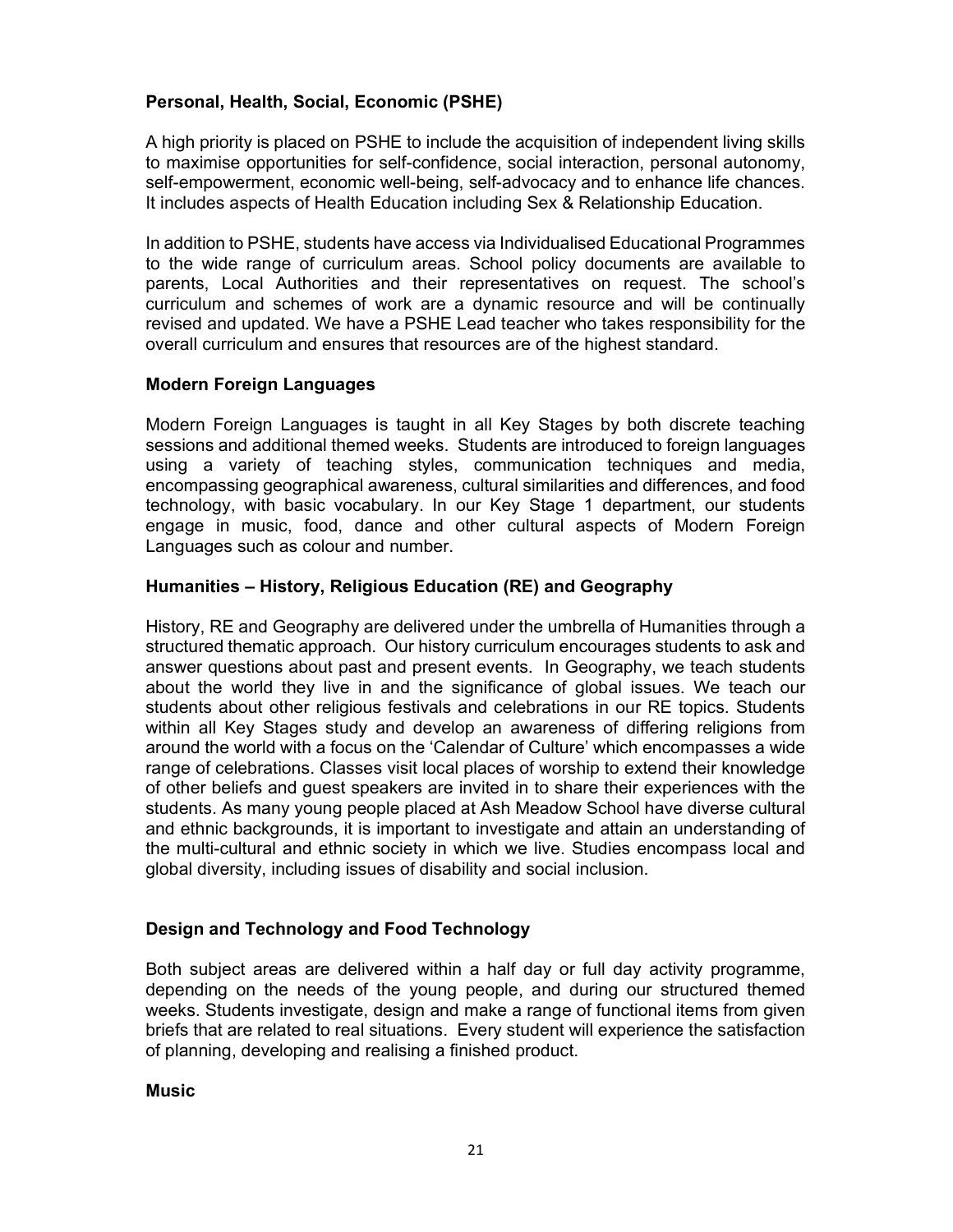**Personal, Health, Social, Economic (PSHE)**

A high priority is placed on PSHE to include the acquisition of independent living skills to maximise opportunities for self-confidence, social interaction, personal autonomy, self-empowerment, economic well-being, self-advocacy and to enhance life chances. It includes aspects of Health Education including Sex & Relationship Education.

In addition to PSHE, students have access via Individualised Educational Programmes to the wide range of curriculum areas. School policy documents are available to parents, Local Authorities and their representatives on request. The school's curriculum and schemes of work are a dynamic resource and will be continually revised and updated. We have a PSHE Lead teacher who takes responsibility for the overall curriculum and ensures that resources are of the highest standard.

**Modern Foreign Languages**

Modern Foreign Languages is taught in all Key Stages by both discrete teaching sessions and additional themed weeks. Students are introduced to foreign languages using a variety of teaching styles, communication techniques and media, encompassing geographical awareness, cultural similarities and differences, and food technology, with basic vocabulary. In our Key Stage 1 department, our students engage in music, food, dance and other cultural aspects of Modern Foreign Languages such as colour and number.

**Humanities – History, Religious Education (RE) and Geography**

History, RE and Geography are delivered under the umbrella of Humanities through a structured thematic approach. Our history curriculum encourages students to ask and answer questions about past and present events. In Geography, we teach students about the world they live in and the significance of global issues. We teach our students about other religious festivals and celebrations in our RE topics. Students within all Key Stages study and develop an awareness of differing religions from around the world with a focus on the 'Calendar of Culture' which encompasses a wide range of celebrations. Classes visit local places of worship to extend their knowledge of other beliefs and guest speakers are invited in to share their experiences with the students. As many young people placed at Ash Meadow School have diverse cultural and ethnic backgrounds, it is important to investigate and attain an understanding of the multi-cultural and ethnic society in which we live. Studies encompass local and global diversity, including issues of disability and social inclusion.

**Design and Technology and Food Technology**

Both subject areas are delivered within a half day or full day activity programme, depending on the needs of the young people, and during our structured themed weeks. Students investigate, design and make a range of functional items from given briefs that are related to real situations. Every student will experience the satisfaction of planning, developing and realising a finished product.

**Music**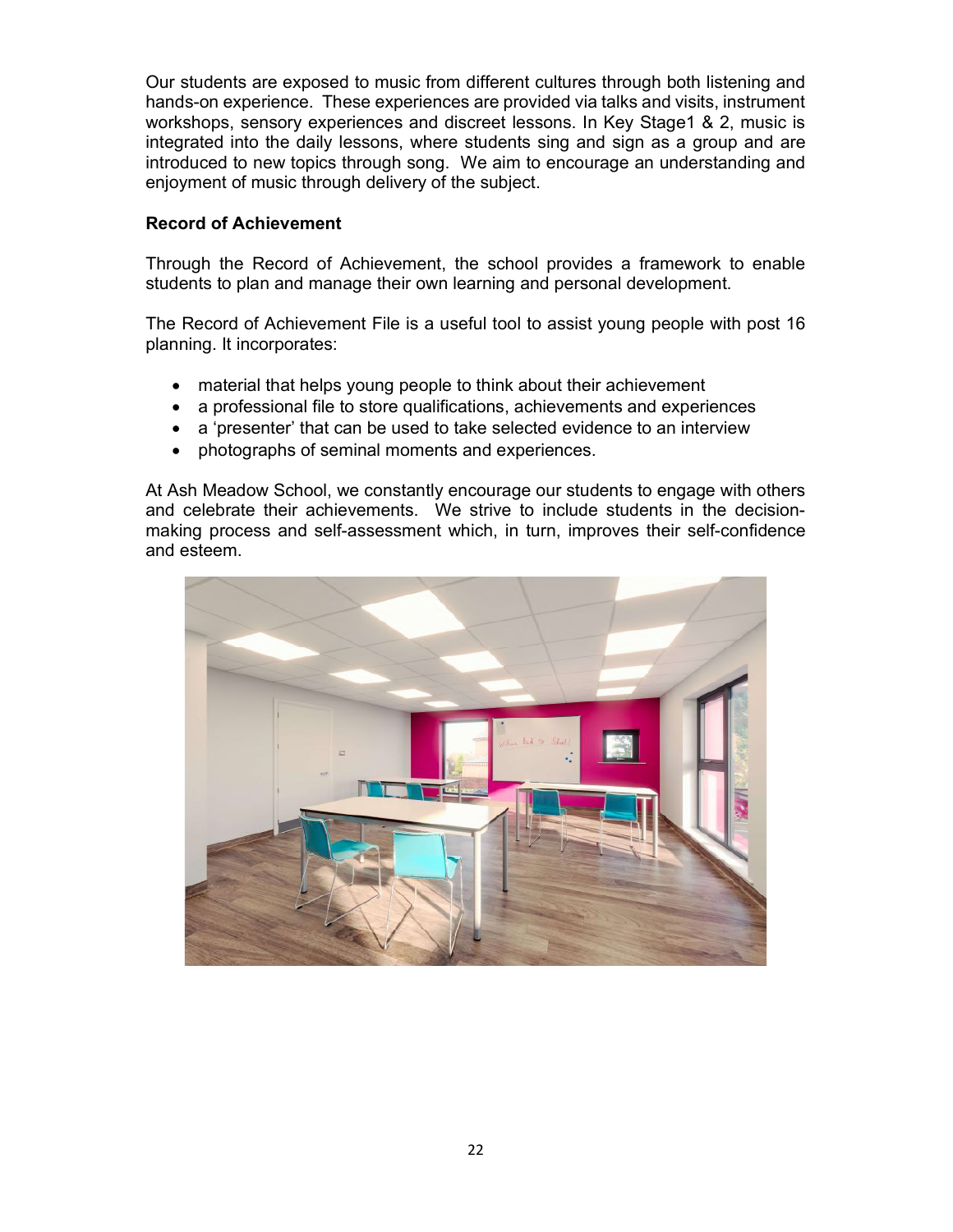Our students are exposed to music from different cultures through both listening and hands-on experience. These experiences are provided via talks and visits, instrument workshops, sensory experiences and discreet lessons. In Key Stage1 & 2, music is integrated into the daily lessons, where students sing and sign as a group and are introduced to new topics through song. We aim to encourage an understanding and enjoyment of music through delivery of the subject.

**Record of Achievement**

Through the Record of Achievement, the school provides a framework to enable students to plan and manage their own learning and personal development.

The Record of Achievement File is a useful tool to assist young people with post 16 planning. It incorporates:

- material that helps young people to think about their achievement
- a professional file to store qualifications, achievements and experiences
- a 'presenter' that can be used to take selected evidence to an interview
- photographs of seminal moments and experiences.

At Ash Meadow School, we constantly encourage our students to engage with others and celebrate their achievements. We strive to include students in the decision-making process and self-assessment which, in turn, improves their self-confidence and esteem.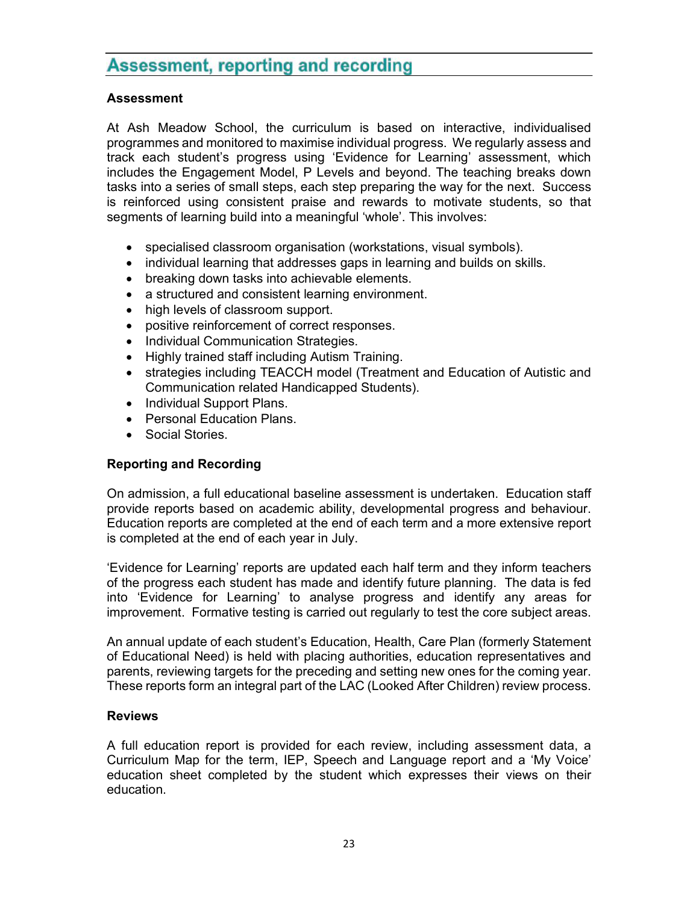## Assessment, reporting and recording

### Assessment

At Ash Meadow School, the curriculum is based on interactive, individualised programmes and monitored to maximise individual progress. We regularly assess and track each student's progress using 'Evidence for Learning' assessment, which includes the Engagement Model, P Levels and beyond. The teaching breaks down tasks into a series of small steps, each step preparing the way for the next. Success is reinforced using consistent praise and rewards to motivate students, so that segments of learning build into a meaningful 'whole'. This involves:

- specialised classroom organisation (workstations, visual symbols).
- individual learning that addresses gaps in learning and builds on skills.
- breaking down tasks into achievable elements.
- a structured and consistent learning environment.
- high levels of classroom support.
- positive reinforcement of correct responses.
- Individual Communication Strategies.
- Highly trained staff including Autism Training.
- strategies including TEACCH model (Treatment and Education of Autistic and Communication related Handicapped Students).
- Individual Support Plans.
- Personal Education Plans.
- Social Stories.

### Reporting and Recording

On admission, a full educational baseline assessment is undertaken. Education staff provide reports based on academic ability, developmental progress and behaviour. Education reports are completed at the end of each term and a more extensive report is completed at the end of each year in July.

'Evidence for Learning' reports are updated each half term and they inform teachers of the progress each student has made and identify future planning. The data is fed into 'Evidence for Learning' to analyse progress and identify any areas for improvement. Formative testing is carried out regularly to test the core subject areas.

An annual update of each student's Education, Health, Care Plan (formerly Statement of Educational Need) is held with placing authorities, education representatives and parents, reviewing targets for the preceding and setting new ones for the coming year. These reports form an integral part of the LAC (Looked After Children) review process.

### Reviews

A full education report is provided for each review, including assessment data, a Curriculum Map for the term, IEP, Speech and Language report and a 'My Voice' education sheet completed by the student which expresses their views on their education.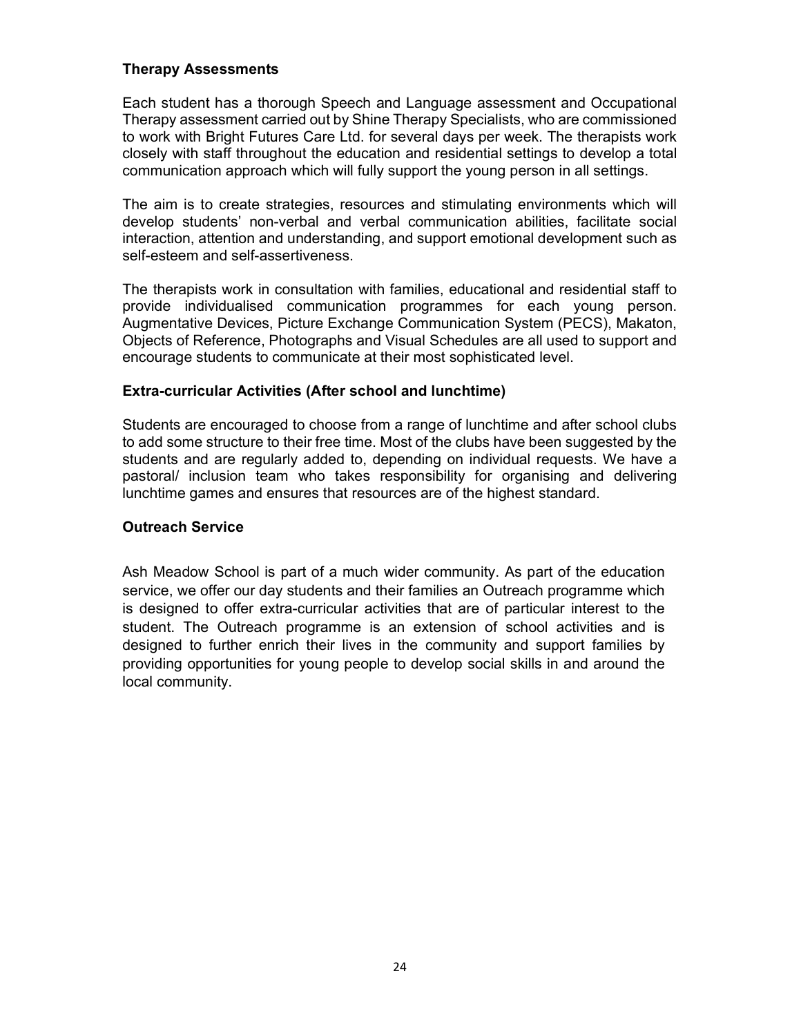### Therapy Assessments

Each student has a thorough Speech and Language assessment and Occupational Therapy assessment carried out by Shine Therapy Specialists, who are commissioned to work with Bright Futures Care Ltd. for several days per week. The therapists work closely with staff throughout the education and residential settings to develop a total communication approach which will fully support the young person in all settings.

The aim is to create strategies, resources and stimulating environments which will develop students' non-verbal and verbal communication abilities, facilitate social interaction, attention and understanding, and support emotional development such as self-esteem and self-assertiveness.

The therapists work in consultation with families, educational and residential staff to provide individualised communication programmes for each young person. Augmentative Devices, Picture Exchange Communication System (PECS), Makaton, Objects of Reference, Photographs and Visual Schedules are all used to support and encourage students to communicate at their most sophisticated level.

### Extra-curricular Activities (After school and lunchtime)

Students are encouraged to choose from a range of lunchtime and after school clubs to add some structure to their free time. Most of the clubs have been suggested by the students and are regularly added to, depending on individual requests. We have a pastoral/ inclusion team who takes responsibility for organising and delivering lunchtime games and ensures that resources are of the highest standard.

### Outreach Service

Ash Meadow School is part of a much wider community. As part of the education service, we offer our day students and their families an Outreach programme which is designed to offer extra-curricular activities that are of particular interest to the student. The Outreach programme is an extension of school activities and is designed to further enrich their lives in the community and support families by providing opportunities for young people to develop social skills in and around the local community.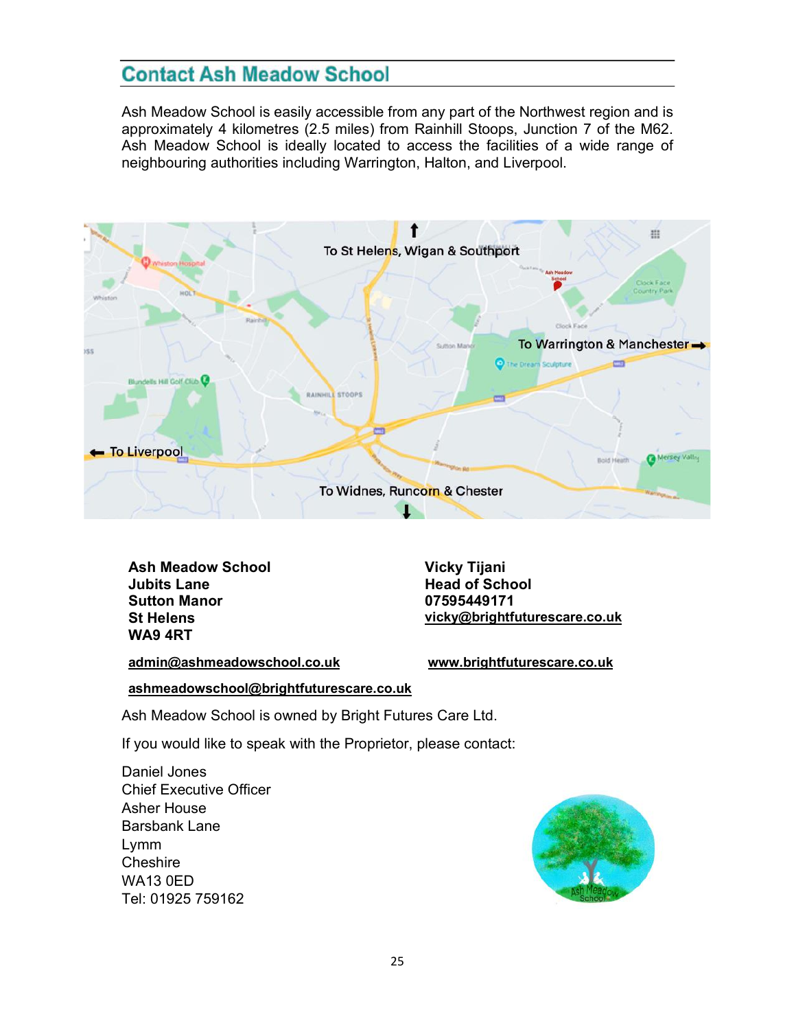## Contact Ash Meadow School

Ash Meadow School is easily accessible from any part of the Northwest region and is approximately 4 kilometres (2.5 miles) from Rainhill Stoops, Junction 7 of the M62. Ash Meadow School is ideally located to access the facilities of a wide range of neighbouring authorities including Warrington, Halton, and Liverpool.

To St Helens, Wigan & Southport

To Warrington & Manchester

To Liverpool

To Widnes, Runcorn & Chester

**Ash Meadow School**
**Jubits Lane**
**Sutton Manor**
**St Helens**
**WA9 4RT**

**Vicky Tijani**
**Head of School**
**07595449171**
**vicky@brightfuturescare.co.uk**

**admin@ashmeadowschool.co.uk**

**www.brightfuturescare.co.uk**

**ashmeadowschool@brightfuturescare.co.uk**

Ash Meadow School is owned by Bright Futures Care Ltd.

If you would like to speak with the Proprietor, please contact:

Daniel Jones
Chief Executive Officer
Asher House
Barsbank Lane
Lymm
Cheshire
WA13 0ED
Tel: 01925 759162